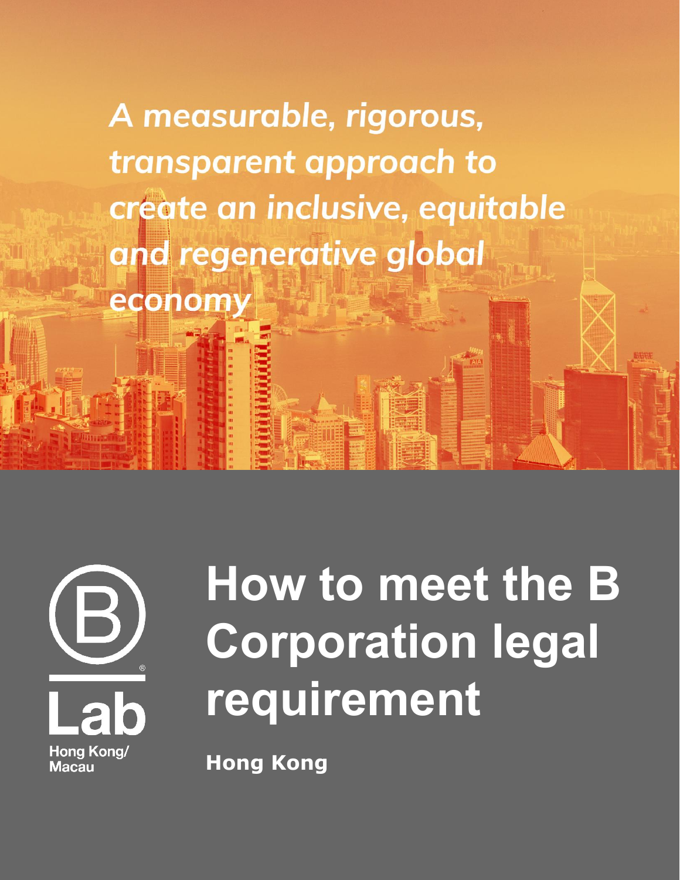*A measurable, rigorous, transparent approach to create an inclusive, equitable and regenerative global economy*

B Lab

Hong Kong/ Macau

# How to meet the B Corporation legal requirement

**Hong Kong**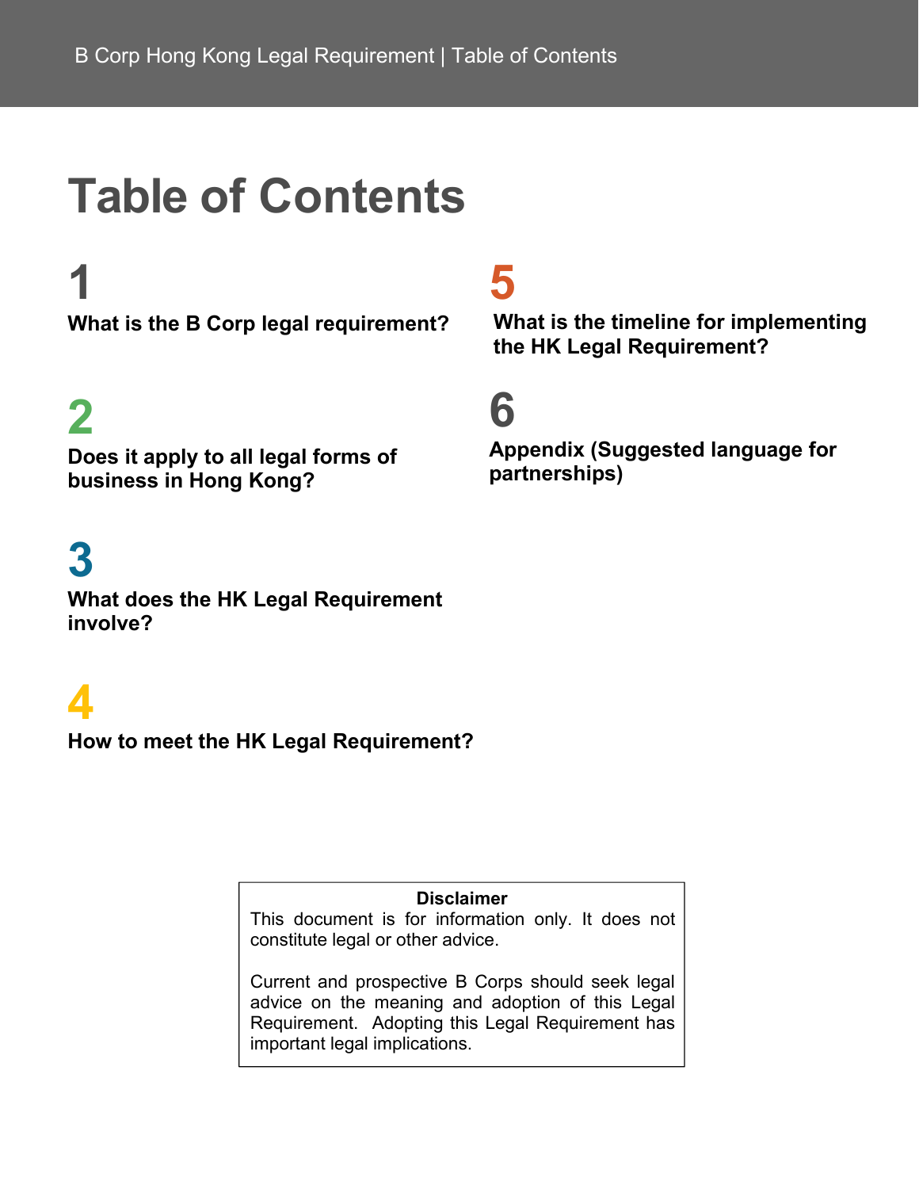# Table of Contents

**1**
**What is the B Corp legal requirement?**

**2**
**Does it apply to all legal forms of business in Hong Kong?**

**3**
**What does the HK Legal Requirement involve?**

**4**
**How to meet the HK Legal Requirement?**

**5**
**What is the timeline for implementing the HK Legal Requirement?**

**6**
**Appendix (Suggested language for partnerships)**

**Disclaimer**

This document is for information only. It does not constitute legal or other advice.

Current and prospective B Corps should seek legal advice on the meaning and adoption of this Legal Requirement. Adopting this Legal Requirement has important legal implications.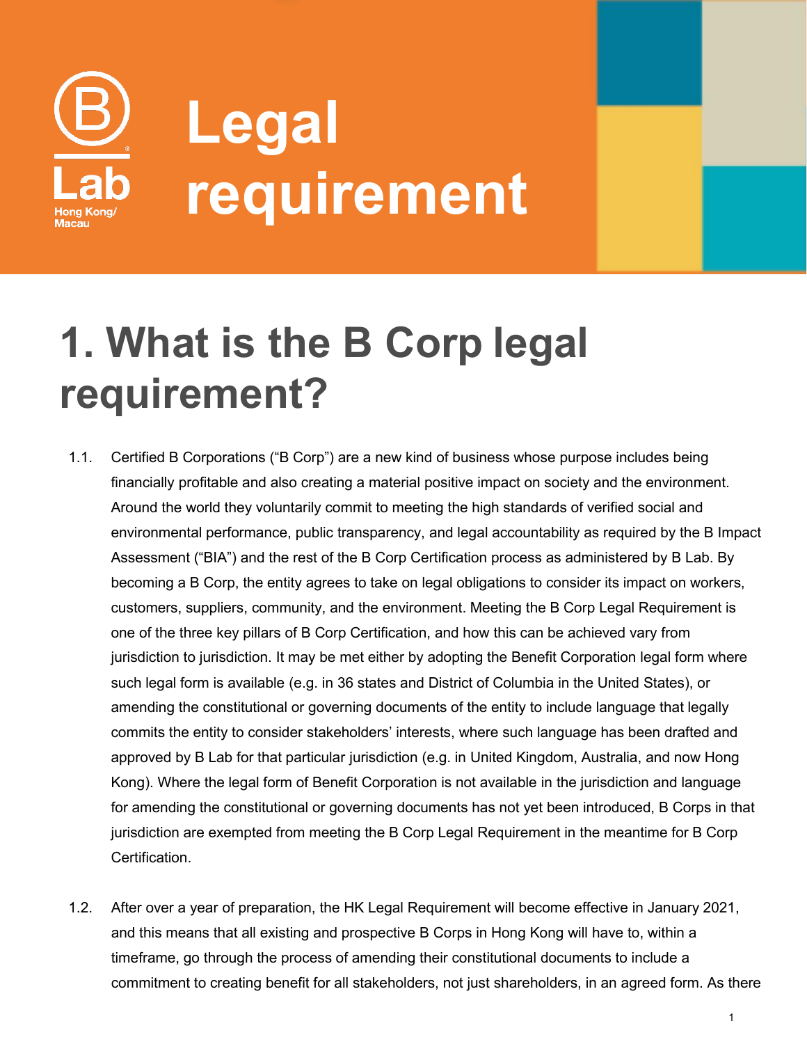# Legal requirement

# 1. What is the B Corp legal requirement?

1.1. Certified B Corporations ("B Corp") are a new kind of business whose purpose includes being financially profitable and also creating a material positive impact on society and the environment. Around the world they voluntarily commit to meeting the high standards of verified social and environmental performance, public transparency, and legal accountability as required by the B Impact Assessment ("BIA") and the rest of the B Corp Certification process as administered by B Lab. By becoming a B Corp, the entity agrees to take on legal obligations to consider its impact on workers, customers, suppliers, community, and the environment. Meeting the B Corp Legal Requirement is one of the three key pillars of B Corp Certification, and how this can be achieved vary from jurisdiction to jurisdiction. It may be met either by adopting the Benefit Corporation legal form where such legal form is available (e.g. in 36 states and District of Columbia in the United States), or amending the constitutional or governing documents of the entity to include language that legally commits the entity to consider stakeholders' interests, where such language has been drafted and approved by B Lab for that particular jurisdiction (e.g. in United Kingdom, Australia, and now Hong Kong). Where the legal form of Benefit Corporation is not available in the jurisdiction and language for amending the constitutional or governing documents has not yet been introduced, B Corps in that jurisdiction are exempted from meeting the B Corp Legal Requirement in the meantime for B Corp Certification.

1.2. After over a year of preparation, the HK Legal Requirement will become effective in January 2021, and this means that all existing and prospective B Corps in Hong Kong will have to, within a timeframe, go through the process of amending their constitutional documents to include a commitment to creating benefit for all stakeholders, not just shareholders, in an agreed form. As there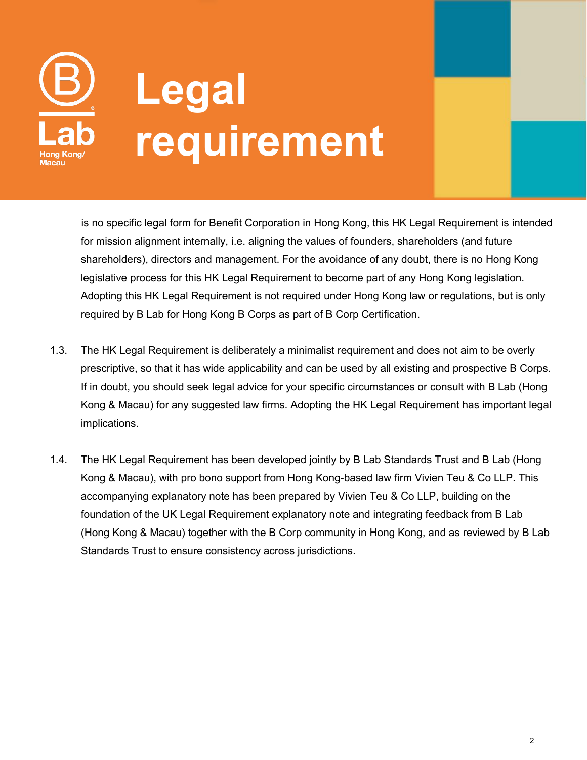is no specific legal form for Benefit Corporation in Hong Kong, this HK Legal Requirement is intended for mission alignment internally, i.e. aligning the values of founders, shareholders (and future shareholders), directors and management. For the avoidance of any doubt, there is no Hong Kong legislative process for this HK Legal Requirement to become part of any Hong Kong legislation. Adopting this HK Legal Requirement is not required under Hong Kong law or regulations, but is only required by B Lab for Hong Kong B Corps as part of B Corp Certification.

1.3. The HK Legal Requirement is deliberately a minimalist requirement and does not aim to be overly prescriptive, so that it has wide applicability and can be used by all existing and prospective B Corps. If in doubt, you should seek legal advice for your specific circumstances or consult with B Lab (Hong Kong & Macau) for any suggested law firms. Adopting the HK Legal Requirement has important legal implications.

1.4. The HK Legal Requirement has been developed jointly by B Lab Standards Trust and B Lab (Hong Kong & Macau), with pro bono support from Hong Kong-based law firm Vivien Teu & Co LLP. This accompanying explanatory note has been prepared by Vivien Teu & Co LLP, building on the foundation of the UK Legal Requirement explanatory note and integrating feedback from B Lab (Hong Kong & Macau) together with the B Corp community in Hong Kong, and as reviewed by B Lab Standards Trust to ensure consistency across jurisdictions.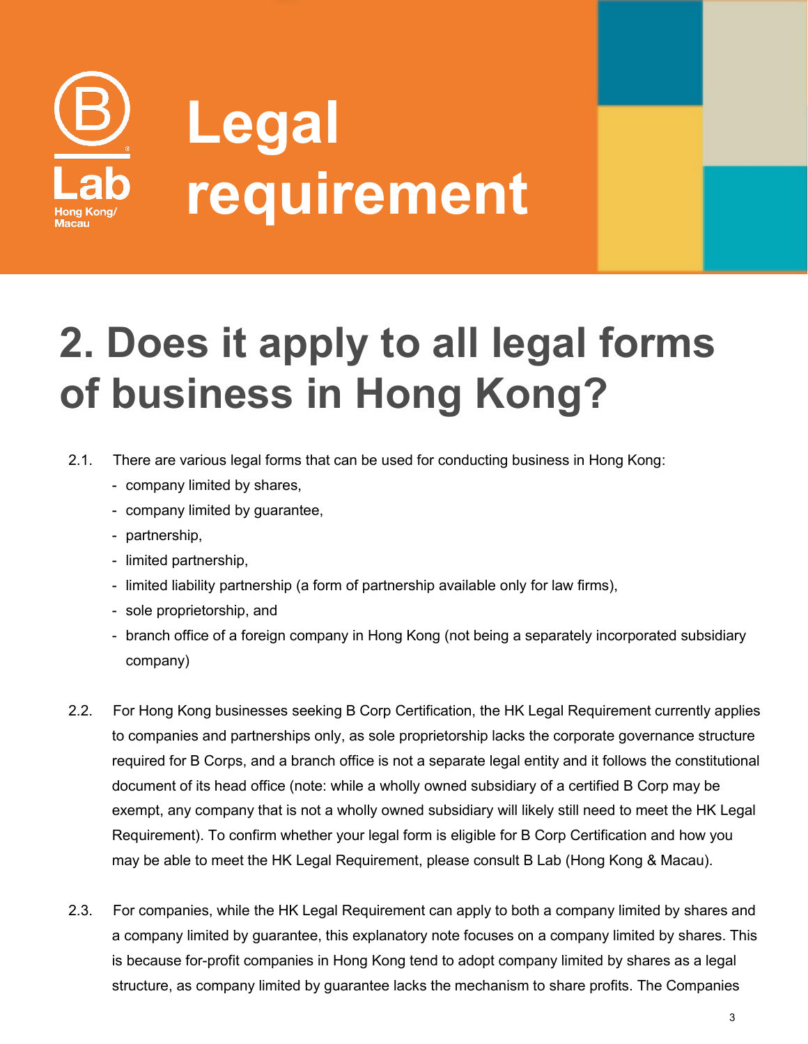# Legal requirement

## 2. Does it apply to all legal forms of business in Hong Kong?

2.1. There are various legal forms that can be used for conducting business in Hong Kong:

- company limited by shares,
- company limited by guarantee,
- partnership,
- limited partnership,
- limited liability partnership (a form of partnership available only for law firms),
- sole proprietorship, and
- branch office of a foreign company in Hong Kong (not being a separately incorporated subsidiary company)

2.2. For Hong Kong businesses seeking B Corp Certification, the HK Legal Requirement currently applies to companies and partnerships only, as sole proprietorship lacks the corporate governance structure required for B Corps, and a branch office is not a separate legal entity and it follows the constitutional document of its head office (note: while a wholly owned subsidiary of a certified B Corp may be exempt, any company that is not a wholly owned subsidiary will likely still need to meet the HK Legal Requirement). To confirm whether your legal form is eligible for B Corp Certification and how you may be able to meet the HK Legal Requirement, please consult B Lab (Hong Kong & Macau).

2.3. For companies, while the HK Legal Requirement can apply to both a company limited by shares and a company limited by guarantee, this explanatory note focuses on a company limited by shares. This is because for-profit companies in Hong Kong tend to adopt company limited by shares as a legal structure, as company limited by guarantee lacks the mechanism to share profits. The Companies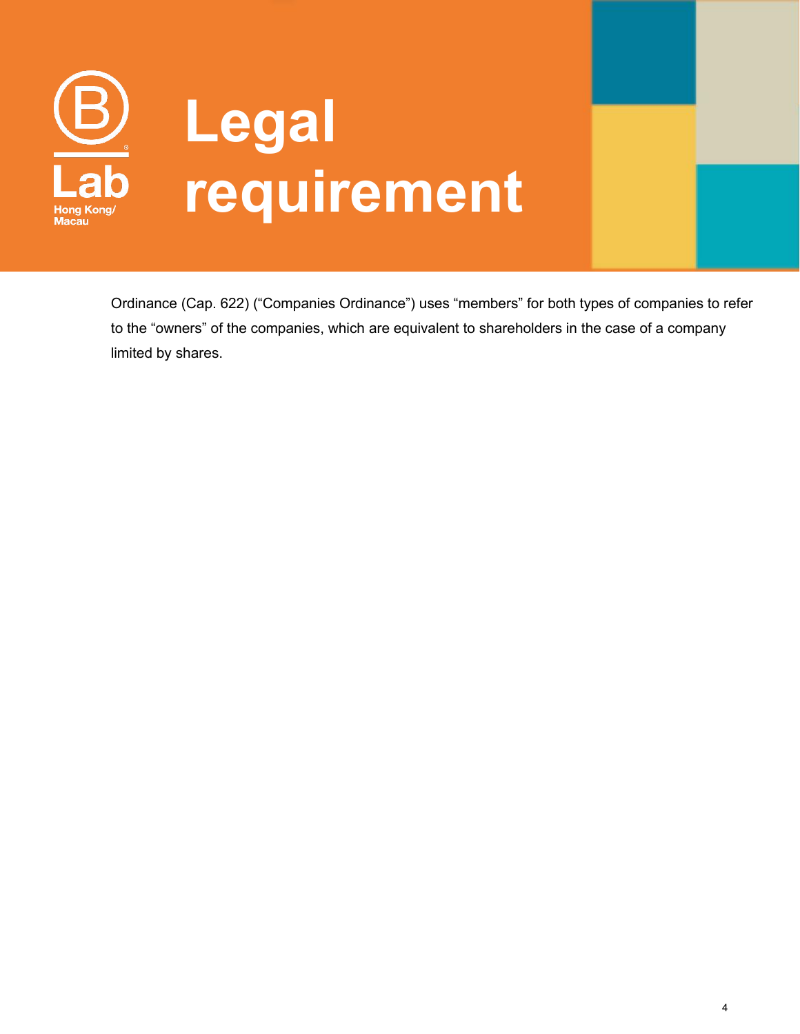# Legal requirement

Ordinance (Cap. 622) ("Companies Ordinance") uses "members" for both types of companies to refer to the "owners" of the companies, which are equivalent to shareholders in the case of a company limited by shares.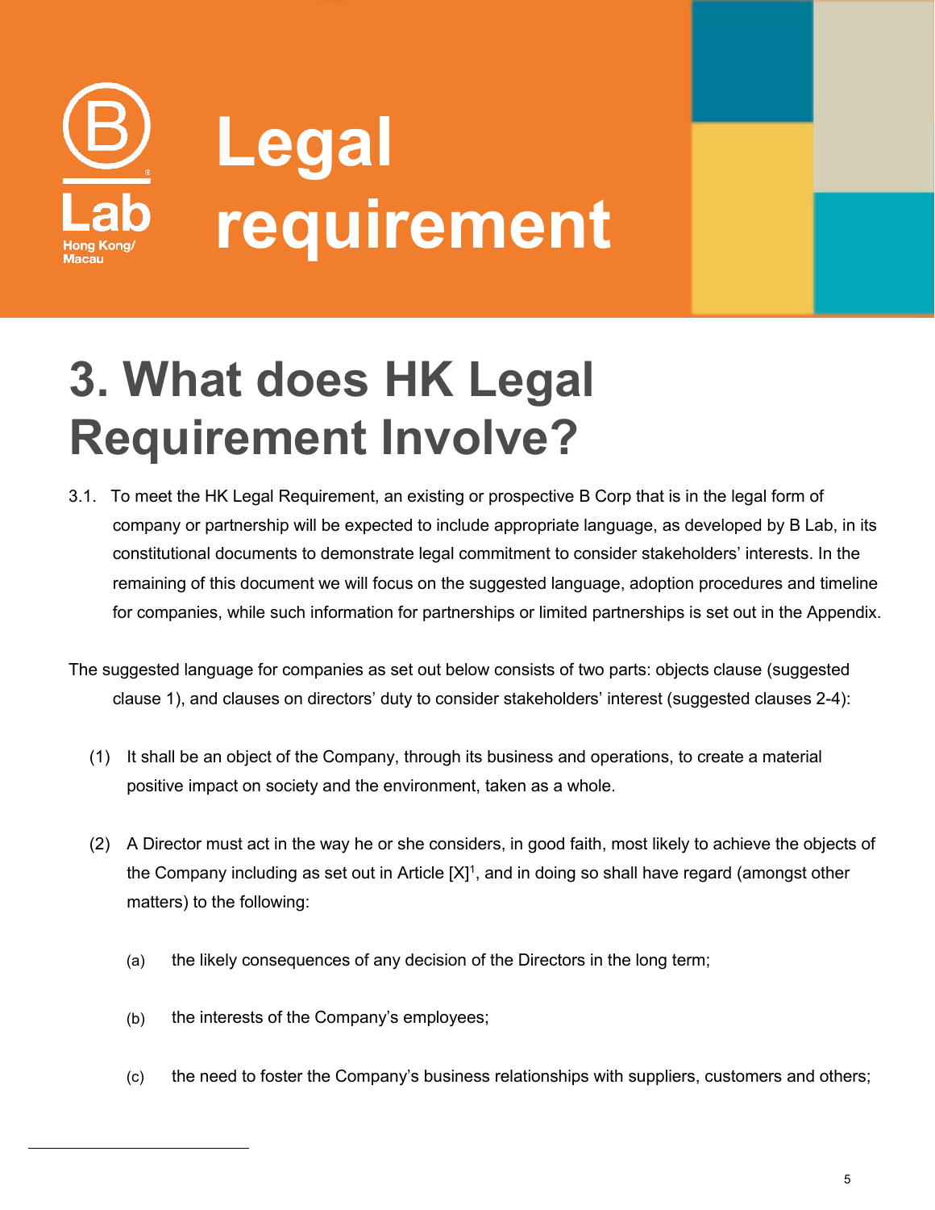# Legal requirement

## 3. What does HK Legal Requirement Involve?

3.1. To meet the HK Legal Requirement, an existing or prospective B Corp that is in the legal form of company or partnership will be expected to include appropriate language, as developed by B Lab, in its constitutional documents to demonstrate legal commitment to consider stakeholders' interests. In the remaining of this document we will focus on the suggested language, adoption procedures and timeline for companies, while such information for partnerships or limited partnerships is set out in the Appendix.

The suggested language for companies as set out below consists of two parts: objects clause (suggested clause 1), and clauses on directors' duty to consider stakeholders' interest (suggested clauses 2-4):

(1) It shall be an object of the Company, through its business and operations, to create a material positive impact on society and the environment, taken as a whole.

(2) A Director must act in the way he or she considers, in good faith, most likely to achieve the objects of the Company including as set out in Article [X][1], and in doing so shall have regard (amongst other matters) to the following:

(a) the likely consequences of any decision of the Directors in the long term;

(b) the interests of the Company's employees;

(c) the need to foster the Company's business relationships with suppliers, customers and others;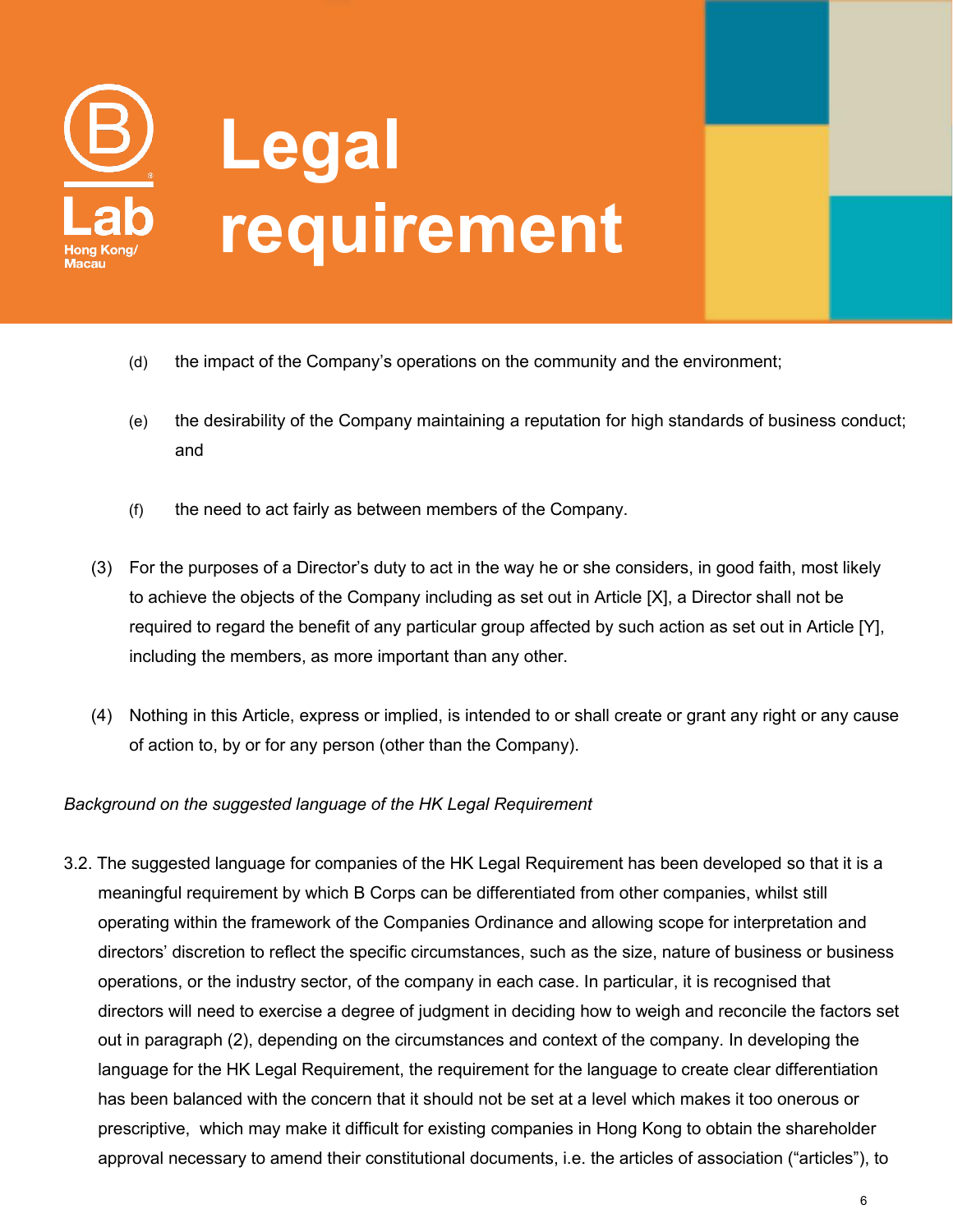(d) the impact of the Company's operations on the community and the environment;

(e) the desirability of the Company maintaining a reputation for high standards of business conduct; and

(f) the need to act fairly as between members of the Company.

(3) For the purposes of a Director's duty to act in the way he or she considers, in good faith, most likely to achieve the objects of the Company including as set out in Article [X], a Director shall not be required to regard the benefit of any particular group affected by such action as set out in Article [Y], including the members, as more important than any other.

(4) Nothing in this Article, express or implied, is intended to or shall create or grant any right or any cause of action to, by or for any person (other than the Company).

*Background on the suggested language of the HK Legal Requirement*

3.2. The suggested language for companies of the HK Legal Requirement has been developed so that it is a meaningful requirement by which B Corps can be differentiated from other companies, whilst still operating within the framework of the Companies Ordinance and allowing scope for interpretation and directors' discretion to reflect the specific circumstances, such as the size, nature of business or business operations, or the industry sector, of the company in each case. In particular, it is recognised that directors will need to exercise a degree of judgment in deciding how to weigh and reconcile the factors set out in paragraph (2), depending on the circumstances and context of the company. In developing the language for the HK Legal Requirement, the requirement for the language to create clear differentiation has been balanced with the concern that it should not be set at a level which makes it too onerous or prescriptive, which may make it difficult for existing companies in Hong Kong to obtain the shareholder approval necessary to amend their constitutional documents, i.e. the articles of association ("articles"), to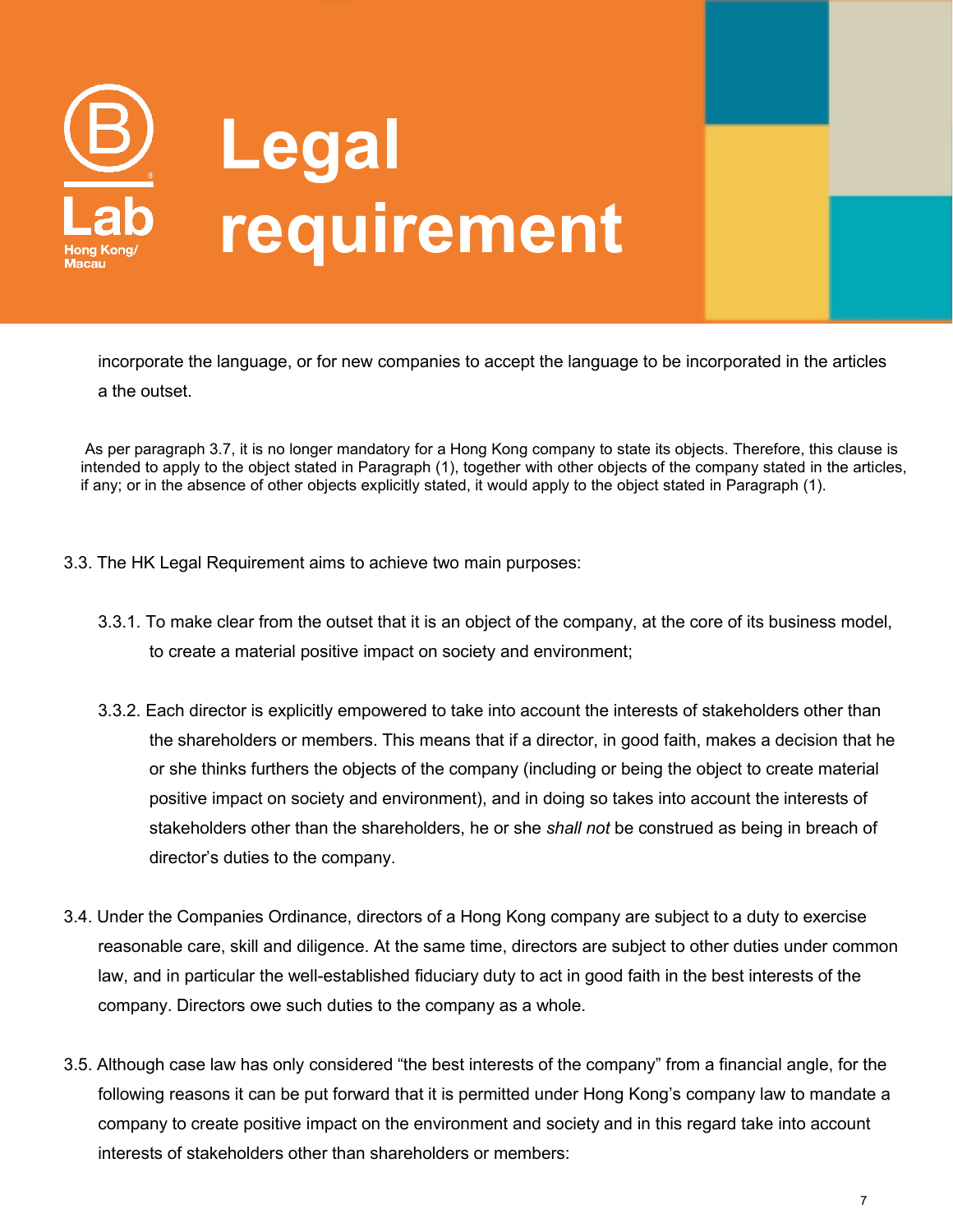# Legal requirement

incorporate the language, or for new companies to accept the language to be incorporated in the articles a the outset.

As per paragraph 3.7, it is no longer mandatory for a Hong Kong company to state its objects. Therefore, this clause is intended to apply to the object stated in Paragraph (1), together with other objects of the company stated in the articles, if any; or in the absence of other objects explicitly stated, it would apply to the object stated in Paragraph (1).

3.3. The HK Legal Requirement aims to achieve two main purposes:

3.3.1. To make clear from the outset that it is an object of the company, at the core of its business model, to create a material positive impact on society and environment;

3.3.2. Each director is explicitly empowered to take into account the interests of stakeholders other than the shareholders or members. This means that if a director, in good faith, makes a decision that he or she thinks furthers the objects of the company (including or being the object to create material positive impact on society and environment), and in doing so takes into account the interests of stakeholders other than the shareholders, he or she *shall not* be construed as being in breach of director's duties to the company.

3.4. Under the Companies Ordinance, directors of a Hong Kong company are subject to a duty to exercise reasonable care, skill and diligence. At the same time, directors are subject to other duties under common law, and in particular the well-established fiduciary duty to act in good faith in the best interests of the company. Directors owe such duties to the company as a whole.

3.5. Although case law has only considered "the best interests of the company" from a financial angle, for the following reasons it can be put forward that it is permitted under Hong Kong's company law to mandate a company to create positive impact on the environment and society and in this regard take into account interests of stakeholders other than shareholders or members: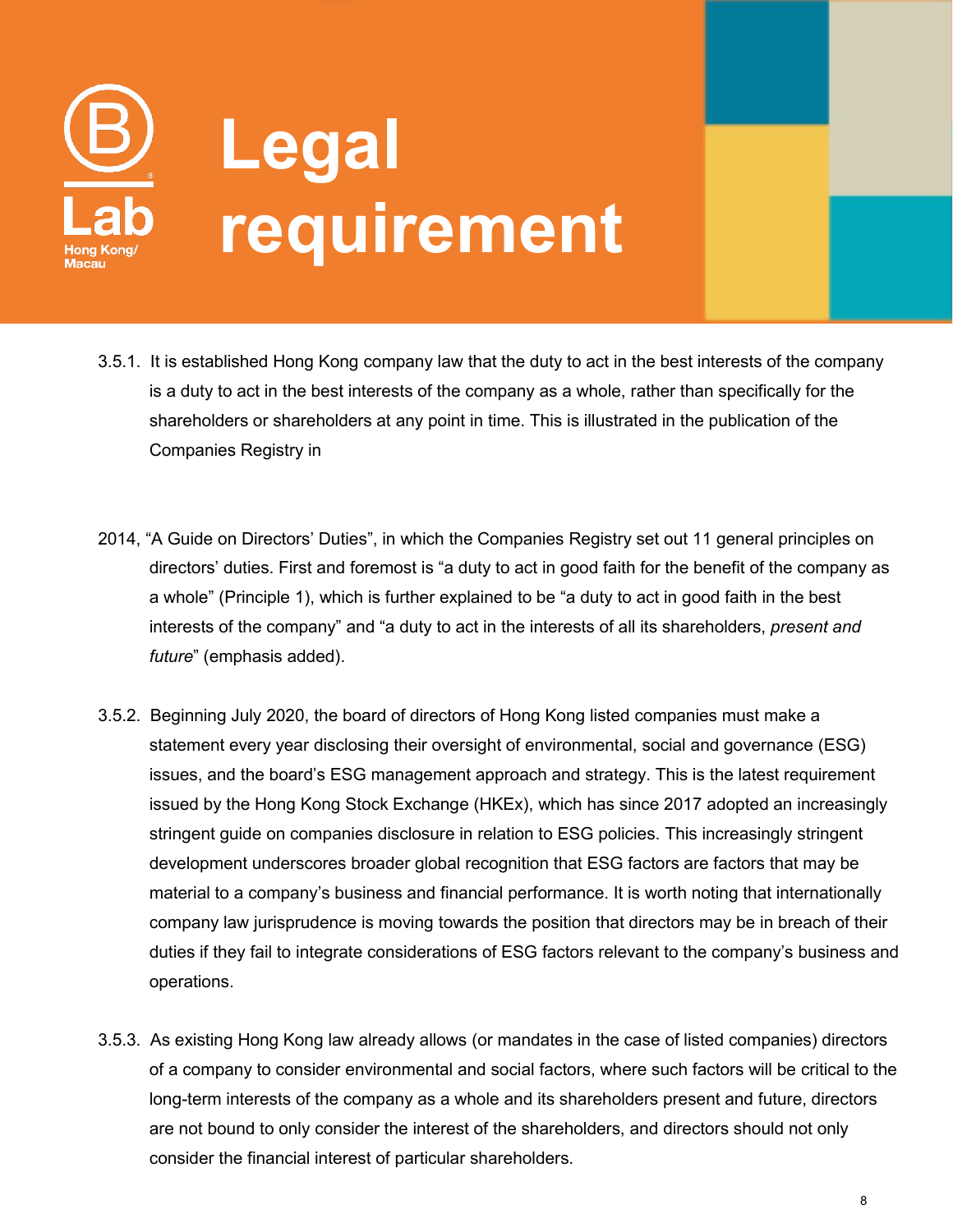# Legal requirement

3.5.1. It is established Hong Kong company law that the duty to act in the best interests of the company is a duty to act in the best interests of the company as a whole, rather than specifically for the shareholders or shareholders at any point in time. This is illustrated in the publication of the Companies Registry in

2014, "A Guide on Directors' Duties", in which the Companies Registry set out 11 general principles on directors' duties. First and foremost is "a duty to act in good faith for the benefit of the company as a whole" (Principle 1), which is further explained to be "a duty to act in good faith in the best interests of the company" and "a duty to act in the interests of all its shareholders, *present and future*" (emphasis added).

3.5.2. Beginning July 2020, the board of directors of Hong Kong listed companies must make a statement every year disclosing their oversight of environmental, social and governance (ESG) issues, and the board's ESG management approach and strategy. This is the latest requirement issued by the Hong Kong Stock Exchange (HKEx), which has since 2017 adopted an increasingly stringent guide on companies disclosure in relation to ESG policies. This increasingly stringent development underscores broader global recognition that ESG factors are factors that may be material to a company's business and financial performance. It is worth noting that internationally company law jurisprudence is moving towards the position that directors may be in breach of their duties if they fail to integrate considerations of ESG factors relevant to the company's business and operations.

3.5.3. As existing Hong Kong law already allows (or mandates in the case of listed companies) directors of a company to consider environmental and social factors, where such factors will be critical to the long-term interests of the company as a whole and its shareholders present and future, directors are not bound to only consider the interest of the shareholders, and directors should not only consider the financial interest of particular shareholders.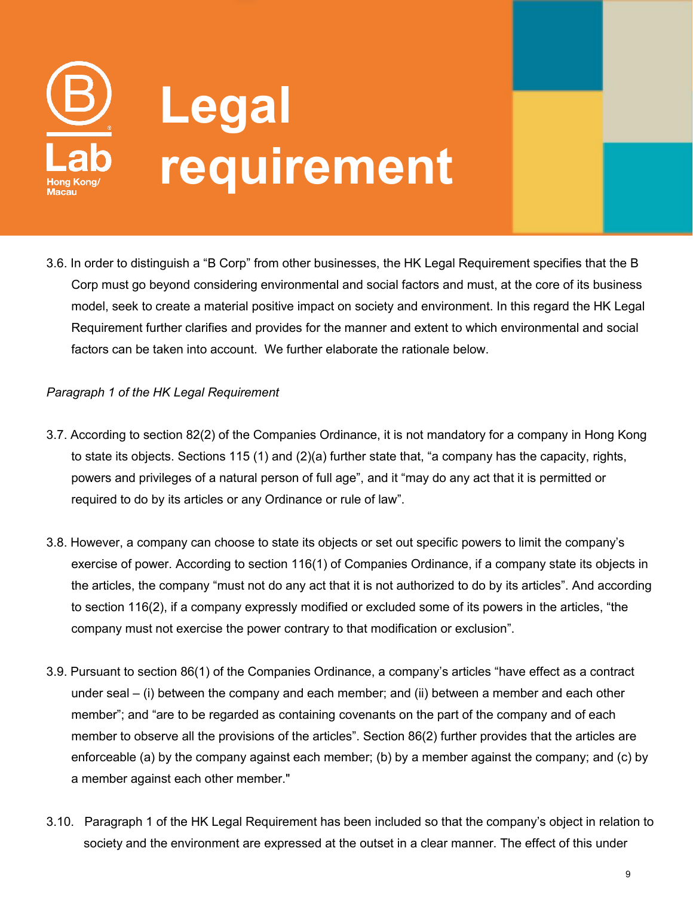# Legal requirement

3.6. In order to distinguish a "B Corp" from other businesses, the HK Legal Requirement specifies that the B Corp must go beyond considering environmental and social factors and must, at the core of its business model, seek to create a material positive impact on society and environment. In this regard the HK Legal Requirement further clarifies and provides for the manner and extent to which environmental and social factors can be taken into account. We further elaborate the rationale below.

*Paragraph 1 of the HK Legal Requirement*

3.7. According to section 82(2) of the Companies Ordinance, it is not mandatory for a company in Hong Kong to state its objects. Sections 115 (1) and (2)(a) further state that, "a company has the capacity, rights, powers and privileges of a natural person of full age", and it "may do any act that it is permitted or required to do by its articles or any Ordinance or rule of law".

3.8. However, a company can choose to state its objects or set out specific powers to limit the company's exercise of power. According to section 116(1) of Companies Ordinance, if a company state its objects in the articles, the company "must not do any act that it is not authorized to do by its articles". And according to section 116(2), if a company expressly modified or excluded some of its powers in the articles, "the company must not exercise the power contrary to that modification or exclusion".

3.9. Pursuant to section 86(1) of the Companies Ordinance, a company's articles "have effect as a contract under seal – (i) between the company and each member; and (ii) between a member and each other member"; and "are to be regarded as containing covenants on the part of the company and of each member to observe all the provisions of the articles". Section 86(2) further provides that the articles are enforceable (a) by the company against each member; (b) by a member against the company; and (c) by a member against each other member."

3.10. Paragraph 1 of the HK Legal Requirement has been included so that the company's object in relation to society and the environment are expressed at the outset in a clear manner. The effect of this under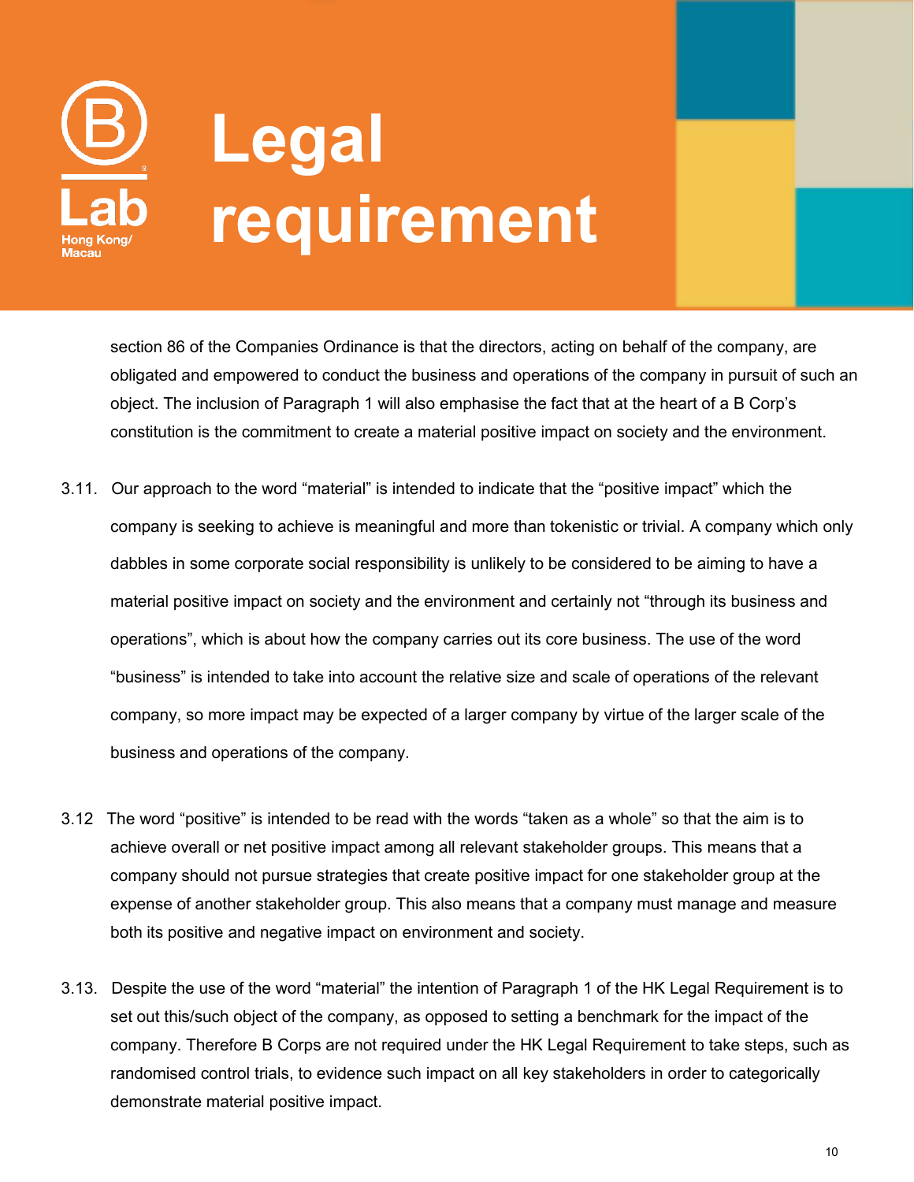section 86 of the Companies Ordinance is that the directors, acting on behalf of the company, are obligated and empowered to conduct the business and operations of the company in pursuit of such an object. The inclusion of Paragraph 1 will also emphasise the fact that at the heart of a B Corp's constitution is the commitment to create a material positive impact on society and the environment.

3.11. Our approach to the word "material" is intended to indicate that the "positive impact" which the company is seeking to achieve is meaningful and more than tokenistic or trivial. A company which only dabbles in some corporate social responsibility is unlikely to be considered to be aiming to have a material positive impact on society and the environment and certainly not "through its business and operations", which is about how the company carries out its core business. The use of the word "business" is intended to take into account the relative size and scale of operations of the relevant company, so more impact may be expected of a larger company by virtue of the larger scale of the business and operations of the company.

3.12 The word "positive" is intended to be read with the words "taken as a whole" so that the aim is to achieve overall or net positive impact among all relevant stakeholder groups. This means that a company should not pursue strategies that create positive impact for one stakeholder group at the expense of another stakeholder group. This also means that a company must manage and measure both its positive and negative impact on environment and society.

3.13. Despite the use of the word "material" the intention of Paragraph 1 of the HK Legal Requirement is to set out this/such object of the company, as opposed to setting a benchmark for the impact of the company. Therefore B Corps are not required under the HK Legal Requirement to take steps, such as randomised control trials, to evidence such impact on all key stakeholders in order to categorically demonstrate material positive impact.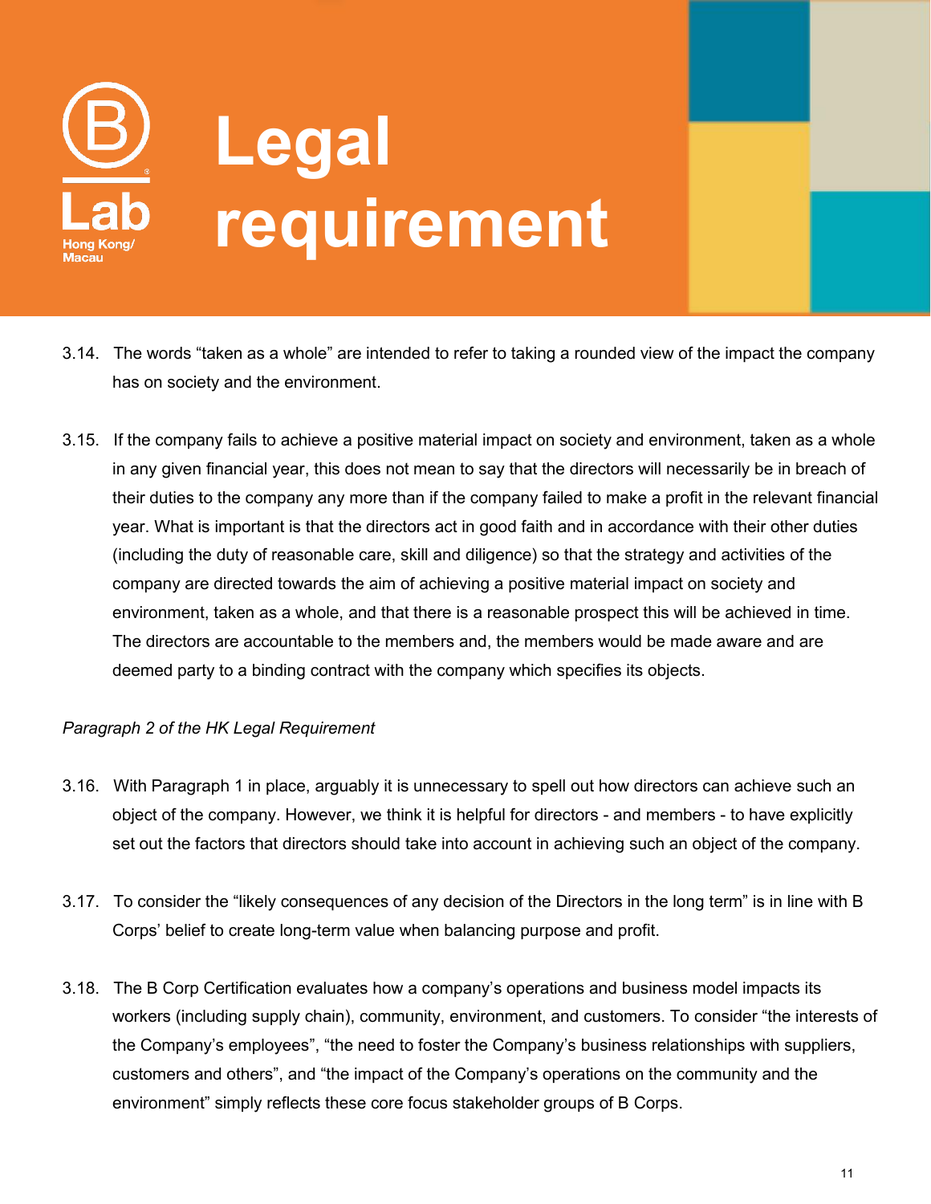# Legal requirement

3.14. The words “taken as a whole” are intended to refer to taking a rounded view of the impact the company has on society and the environment.

3.15. If the company fails to achieve a positive material impact on society and environment, taken as a whole in any given financial year, this does not mean to say that the directors will necessarily be in breach of their duties to the company any more than if the company failed to make a profit in the relevant financial year. What is important is that the directors act in good faith and in accordance with their other duties (including the duty of reasonable care, skill and diligence) so that the strategy and activities of the company are directed towards the aim of achieving a positive material impact on society and environment, taken as a whole, and that there is a reasonable prospect this will be achieved in time. The directors are accountable to the members and, the members would be made aware and are deemed party to a binding contract with the company which specifies its objects.

*Paragraph 2 of the HK Legal Requirement*

3.16. With Paragraph 1 in place, arguably it is unnecessary to spell out how directors can achieve such an object of the company. However, we think it is helpful for directors - and members - to have explicitly set out the factors that directors should take into account in achieving such an object of the company.

3.17. To consider the “likely consequences of any decision of the Directors in the long term” is in line with B Corps’ belief to create long-term value when balancing purpose and profit.

3.18. The B Corp Certification evaluates how a company’s operations and business model impacts its workers (including supply chain), community, environment, and customers. To consider “the interests of the Company’s employees”, “the need to foster the Company’s business relationships with suppliers, customers and others”, and “the impact of the Company’s operations on the community and the environment” simply reflects these core focus stakeholder groups of B Corps.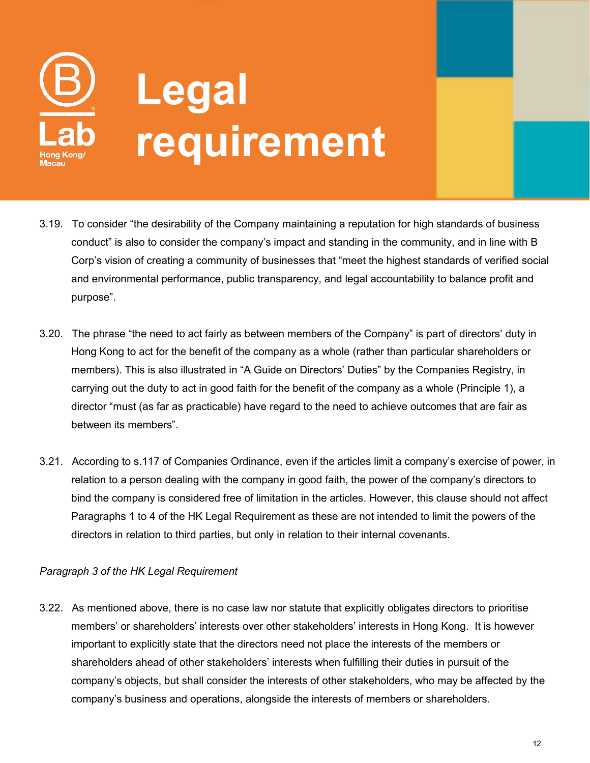# Legal requirement

3.19. To consider "the desirability of the Company maintaining a reputation for high standards of business conduct" is also to consider the company's impact and standing in the community, and in line with B Corp's vision of creating a community of businesses that "meet the highest standards of verified social and environmental performance, public transparency, and legal accountability to balance profit and purpose".

3.20. The phrase "the need to act fairly as between members of the Company" is part of directors' duty in Hong Kong to act for the benefit of the company as a whole (rather than particular shareholders or members). This is also illustrated in "A Guide on Directors' Duties" by the Companies Registry, in carrying out the duty to act in good faith for the benefit of the company as a whole (Principle 1), a director "must (as far as practicable) have regard to the need to achieve outcomes that are fair as between its members".

3.21. According to s.117 of Companies Ordinance, even if the articles limit a company's exercise of power, in relation to a person dealing with the company in good faith, the power of the company's directors to bind the company is considered free of limitation in the articles. However, this clause should not affect Paragraphs 1 to 4 of the HK Legal Requirement as these are not intended to limit the powers of the directors in relation to third parties, but only in relation to their internal covenants.

*Paragraph 3 of the HK Legal Requirement*

3.22. As mentioned above, there is no case law nor statute that explicitly obligates directors to prioritise members' or shareholders' interests over other stakeholders' interests in Hong Kong. It is however important to explicitly state that the directors need not place the interests of the members or shareholders ahead of other stakeholders' interests when fulfilling their duties in pursuit of the company's objects, but shall consider the interests of other stakeholders, who may be affected by the company's business and operations, alongside the interests of members or shareholders.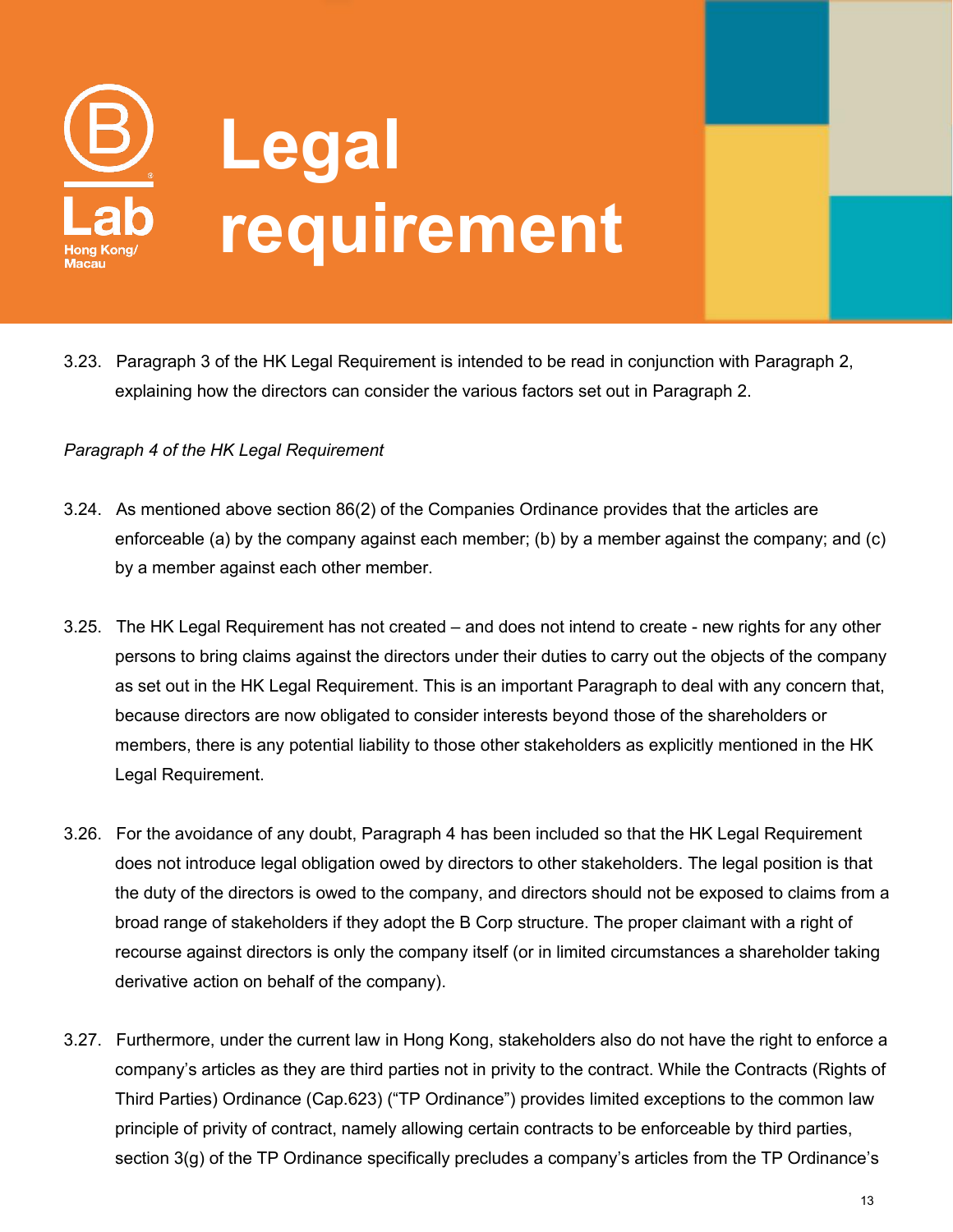# Legal requirement

3.23. Paragraph 3 of the HK Legal Requirement is intended to be read in conjunction with Paragraph 2, explaining how the directors can consider the various factors set out in Paragraph 2.

*Paragraph 4 of the HK Legal Requirement*

3.24. As mentioned above section 86(2) of the Companies Ordinance provides that the articles are enforceable (a) by the company against each member; (b) by a member against the company; and (c) by a member against each other member.

3.25. The HK Legal Requirement has not created – and does not intend to create - new rights for any other persons to bring claims against the directors under their duties to carry out the objects of the company as set out in the HK Legal Requirement. This is an important Paragraph to deal with any concern that, because directors are now obligated to consider interests beyond those of the shareholders or members, there is any potential liability to those other stakeholders as explicitly mentioned in the HK Legal Requirement.

3.26. For the avoidance of any doubt, Paragraph 4 has been included so that the HK Legal Requirement does not introduce legal obligation owed by directors to other stakeholders. The legal position is that the duty of the directors is owed to the company, and directors should not be exposed to claims from a broad range of stakeholders if they adopt the B Corp structure. The proper claimant with a right of recourse against directors is only the company itself (or in limited circumstances a shareholder taking derivative action on behalf of the company).

3.27. Furthermore, under the current law in Hong Kong, stakeholders also do not have the right to enforce a company's articles as they are third parties not in privity to the contract. While the Contracts (Rights of Third Parties) Ordinance (Cap.623) ("TP Ordinance") provides limited exceptions to the common law principle of privity of contract, namely allowing certain contracts to be enforceable by third parties, section 3(g) of the TP Ordinance specifically precludes a company's articles from the TP Ordinance's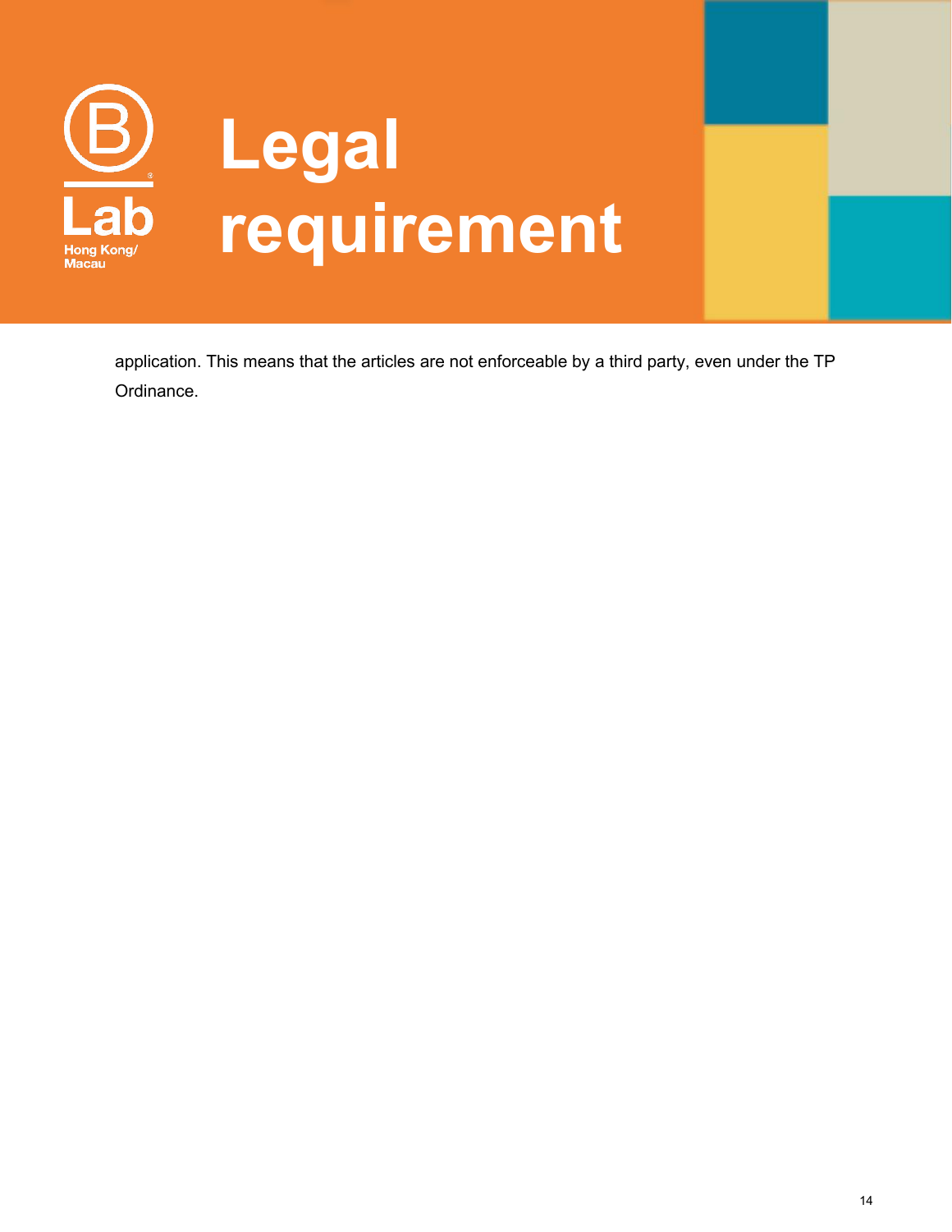# Legal requirement

application. This means that the articles are not enforceable by a third party, even under the TP Ordinance.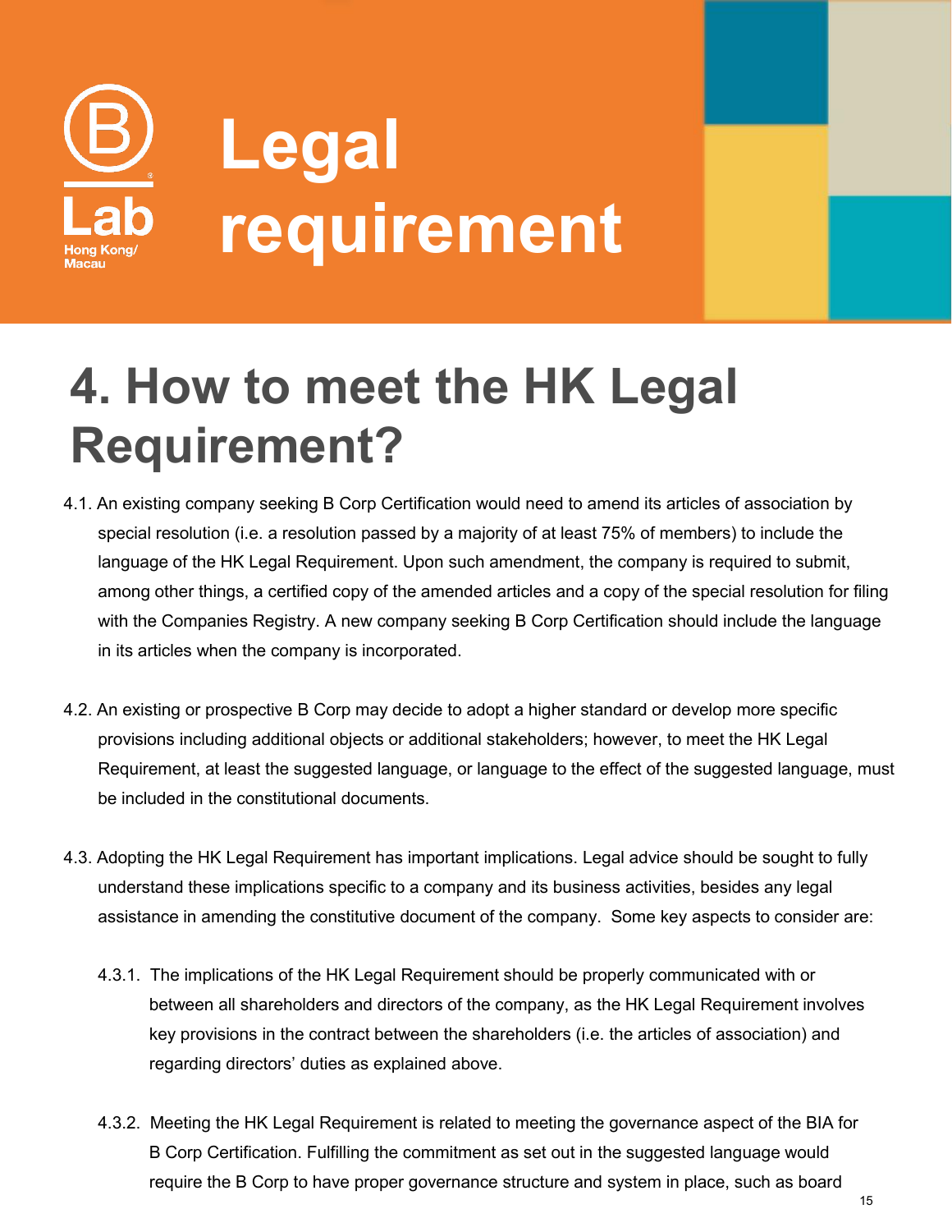# Legal requirement

## 4. How to meet the HK Legal Requirement?

4.1. An existing company seeking B Corp Certification would need to amend its articles of association by special resolution (i.e. a resolution passed by a majority of at least 75% of members) to include the language of the HK Legal Requirement. Upon such amendment, the company is required to submit, among other things, a certified copy of the amended articles and a copy of the special resolution for filing with the Companies Registry. A new company seeking B Corp Certification should include the language in its articles when the company is incorporated.

4.2. An existing or prospective B Corp may decide to adopt a higher standard or develop more specific provisions including additional objects or additional stakeholders; however, to meet the HK Legal Requirement, at least the suggested language, or language to the effect of the suggested language, must be included in the constitutional documents.

4.3. Adopting the HK Legal Requirement has important implications. Legal advice should be sought to fully understand these implications specific to a company and its business activities, besides any legal assistance in amending the constitutive document of the company. Some key aspects to consider are:

4.3.1. The implications of the HK Legal Requirement should be properly communicated with or between all shareholders and directors of the company, as the HK Legal Requirement involves key provisions in the contract between the shareholders (i.e. the articles of association) and regarding directors' duties as explained above.

4.3.2. Meeting the HK Legal Requirement is related to meeting the governance aspect of the BIA for B Corp Certification. Fulfilling the commitment as set out in the suggested language would require the B Corp to have proper governance structure and system in place, such as board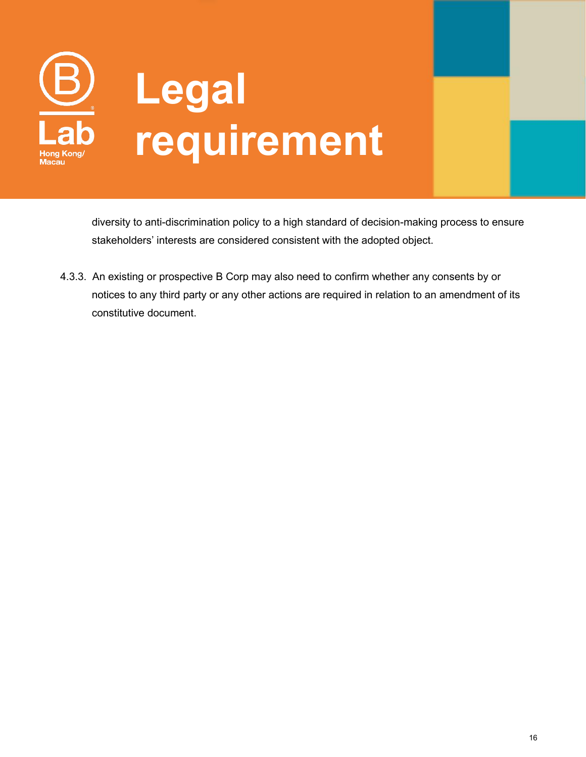# Legal requirement

diversity to anti-discrimination policy to a high standard of decision-making process to ensure stakeholders' interests are considered consistent with the adopted object.

4.3.3. An existing or prospective B Corp may also need to confirm whether any consents by or notices to any third party or any other actions are required in relation to an amendment of its constitutive document.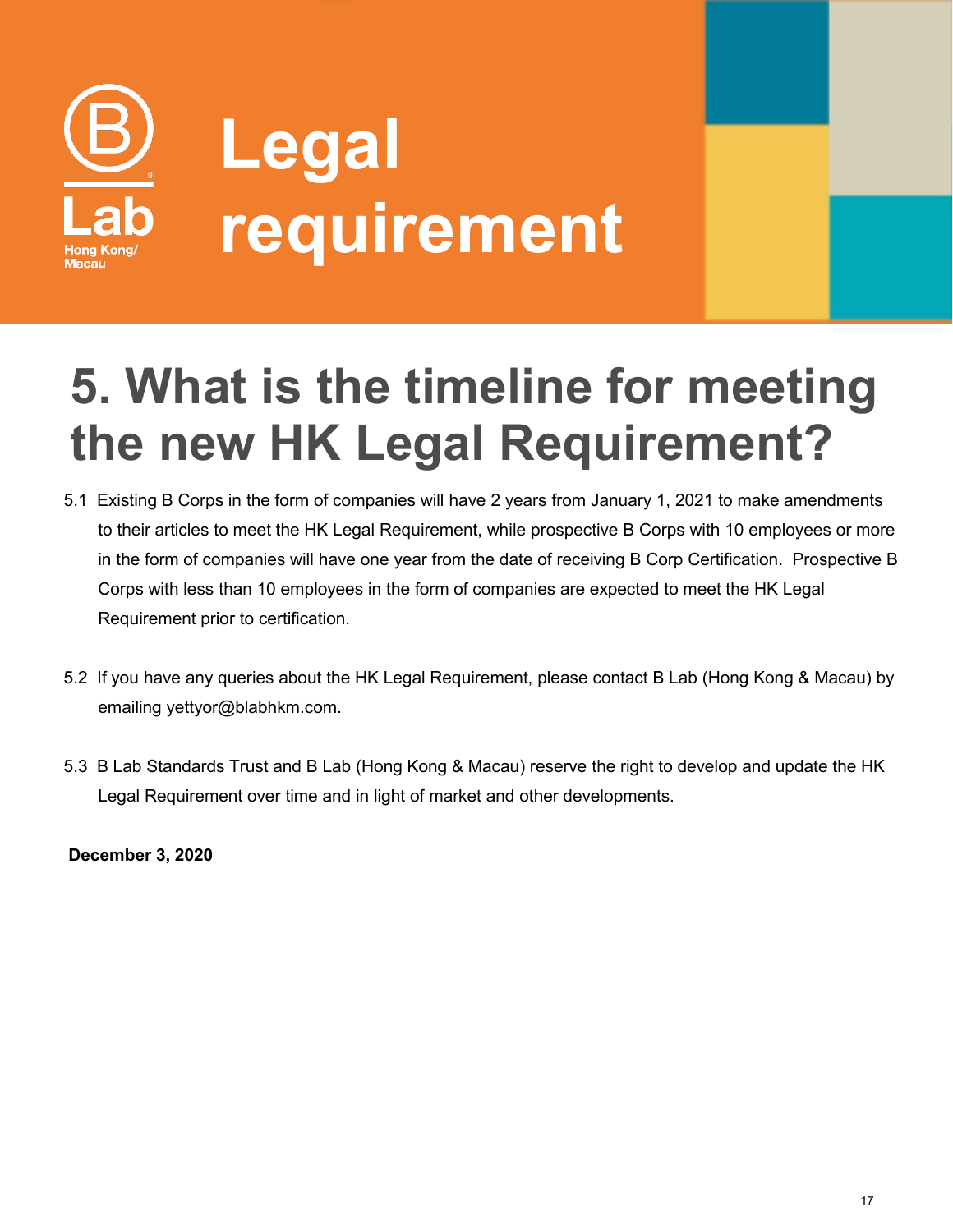# Legal requirement

## 5. What is the timeline for meeting the new HK Legal Requirement?

5.1 Existing B Corps in the form of companies will have 2 years from January 1, 2021 to make amendments to their articles to meet the HK Legal Requirement, while prospective B Corps with 10 employees or more in the form of companies will have one year from the date of receiving B Corp Certification. Prospective B Corps with less than 10 employees in the form of companies are expected to meet the HK Legal Requirement prior to certification.

5.2 If you have any queries about the HK Legal Requirement, please contact B Lab (Hong Kong & Macau) by emailing yettyor@blabhkm.com.

5.3 B Lab Standards Trust and B Lab (Hong Kong & Macau) reserve the right to develop and update the HK Legal Requirement over time and in light of market and other developments.

**December 3, 2020**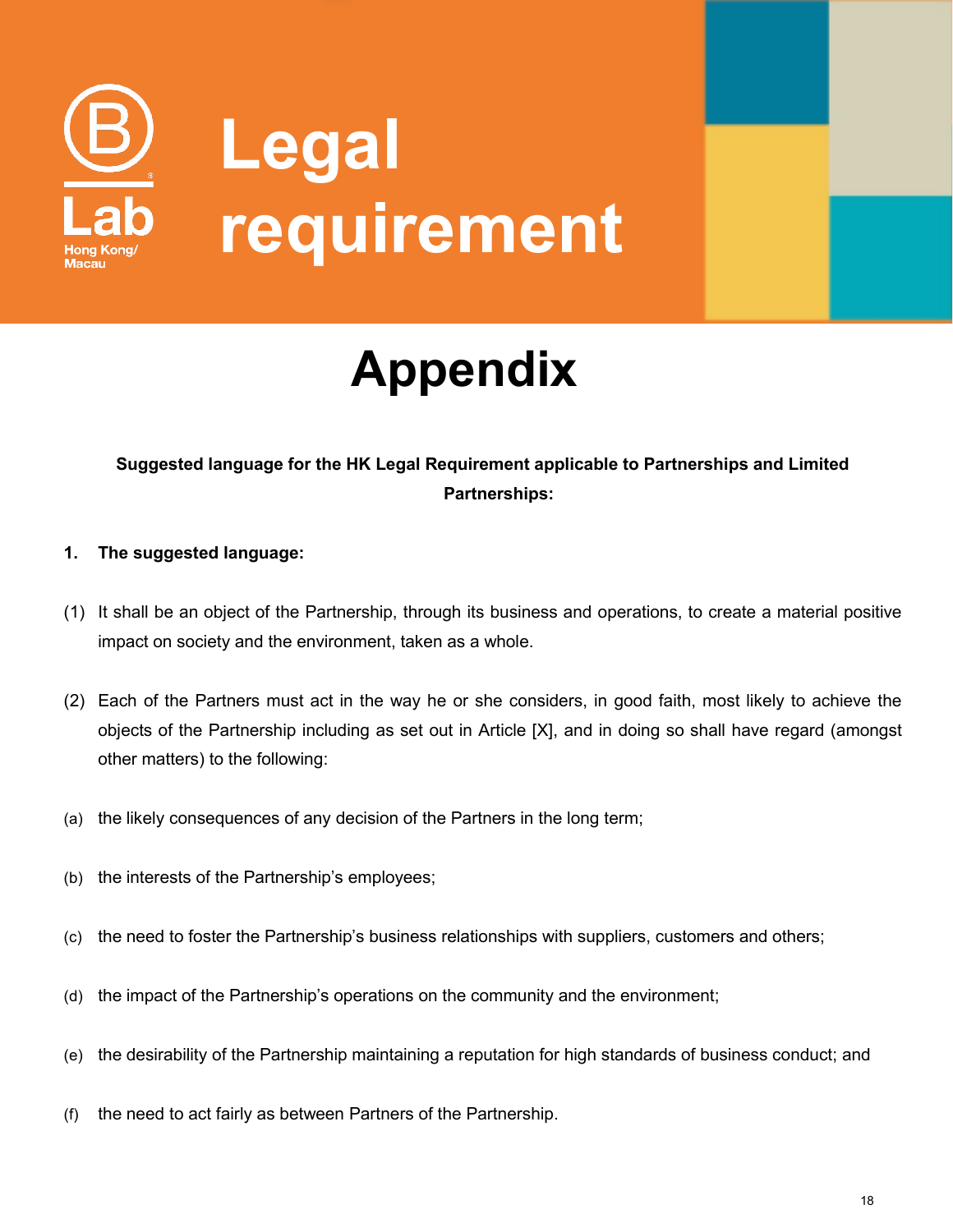# Legal requirement

# Appendix

**Suggested language for the HK Legal Requirement applicable to Partnerships and Limited Partnerships:**

**1. The suggested language:**

(1) It shall be an object of the Partnership, through its business and operations, to create a material positive impact on society and the environment, taken as a whole.

(2) Each of the Partners must act in the way he or she considers, in good faith, most likely to achieve the objects of the Partnership including as set out in Article [X], and in doing so shall have regard (amongst other matters) to the following:

(a) the likely consequences of any decision of the Partners in the long term;

(b) the interests of the Partnership's employees;

(c) the need to foster the Partnership's business relationships with suppliers, customers and others;

(d) the impact of the Partnership's operations on the community and the environment;

(e) the desirability of the Partnership maintaining a reputation for high standards of business conduct; and

(f) the need to act fairly as between Partners of the Partnership.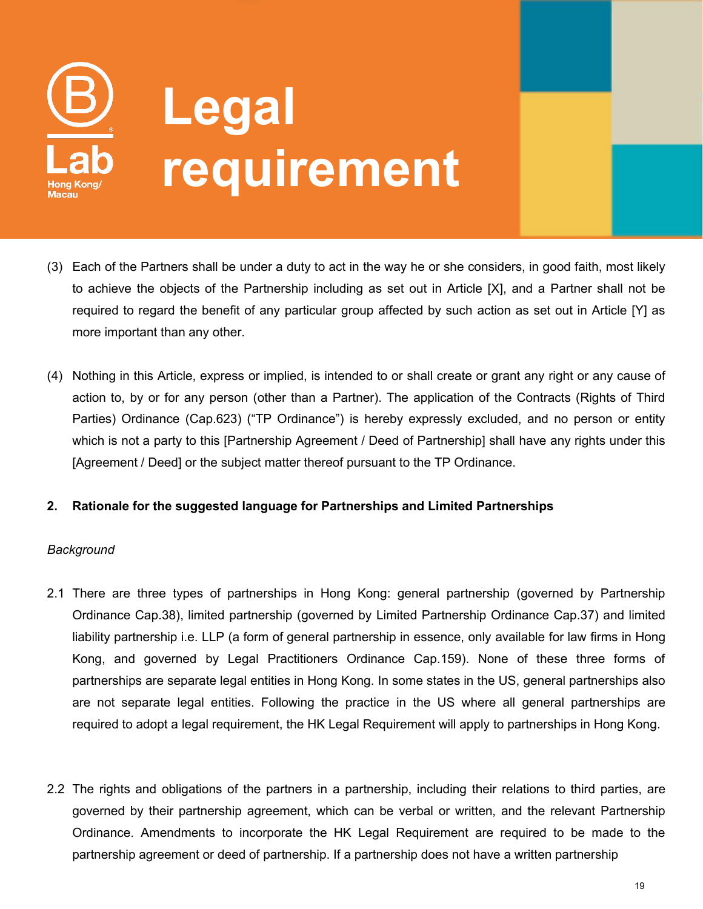(3) Each of the Partners shall be under a duty to act in the way he or she considers, in good faith, most likely to achieve the objects of the Partnership including as set out in Article [X], and a Partner shall not be required to regard the benefit of any particular group affected by such action as set out in Article [Y] as more important than any other.

(4) Nothing in this Article, express or implied, is intended to or shall create or grant any right or any cause of action to, by or for any person (other than a Partner). The application of the Contracts (Rights of Third Parties) Ordinance (Cap.623) ("TP Ordinance") is hereby expressly excluded, and no person or entity which is not a party to this [Partnership Agreement / Deed of Partnership] shall have any rights under this [Agreement / Deed] or the subject matter thereof pursuant to the TP Ordinance.

**2. Rationale for the suggested language for Partnerships and Limited Partnerships**

*Background*

2.1 There are three types of partnerships in Hong Kong: general partnership (governed by Partnership Ordinance Cap.38), limited partnership (governed by Limited Partnership Ordinance Cap.37) and limited liability partnership i.e. LLP (a form of general partnership in essence, only available for law firms in Hong Kong, and governed by Legal Practitioners Ordinance Cap.159). None of these three forms of partnerships are separate legal entities in Hong Kong. In some states in the US, general partnerships also are not separate legal entities. Following the practice in the US where all general partnerships are required to adopt a legal requirement, the HK Legal Requirement will apply to partnerships in Hong Kong.

2.2 The rights and obligations of the partners in a partnership, including their relations to third parties, are governed by their partnership agreement, which can be verbal or written, and the relevant Partnership Ordinance. Amendments to incorporate the HK Legal Requirement are required to be made to the partnership agreement or deed of partnership. If a partnership does not have a written partnership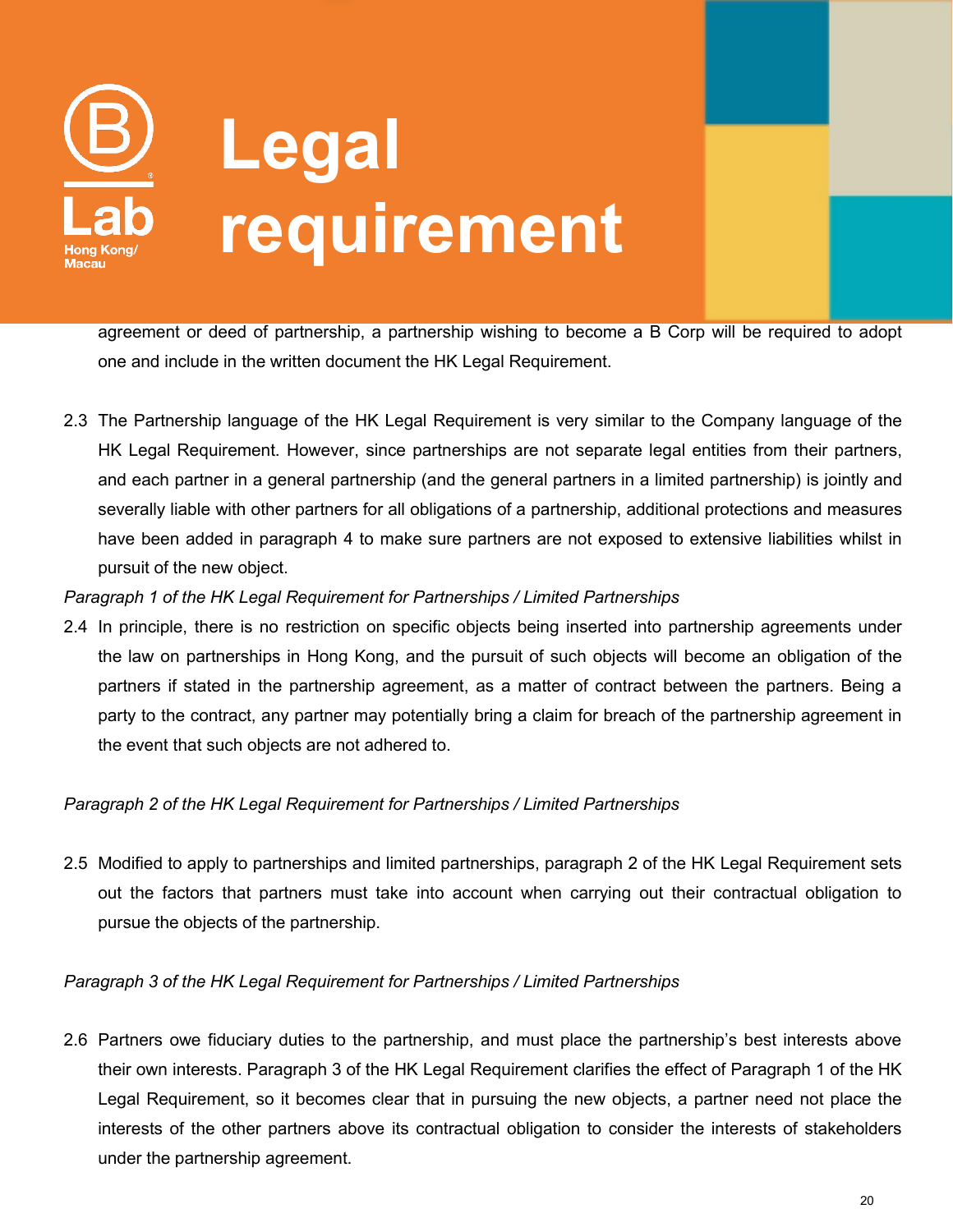agreement or deed of partnership, a partnership wishing to become a B Corp will be required to adopt one and include in the written document the HK Legal Requirement.

2.3 The Partnership language of the HK Legal Requirement is very similar to the Company language of the HK Legal Requirement. However, since partnerships are not separate legal entities from their partners, and each partner in a general partnership (and the general partners in a limited partnership) is jointly and severally liable with other partners for all obligations of a partnership, additional protections and measures have been added in paragraph 4 to make sure partners are not exposed to extensive liabilities whilst in pursuit of the new object.

*Paragraph 1 of the HK Legal Requirement for Partnerships / Limited Partnerships*

2.4 In principle, there is no restriction on specific objects being inserted into partnership agreements under the law on partnerships in Hong Kong, and the pursuit of such objects will become an obligation of the partners if stated in the partnership agreement, as a matter of contract between the partners. Being a party to the contract, any partner may potentially bring a claim for breach of the partnership agreement in the event that such objects are not adhered to.

*Paragraph 2 of the HK Legal Requirement for Partnerships / Limited Partnerships*

2.5 Modified to apply to partnerships and limited partnerships, paragraph 2 of the HK Legal Requirement sets out the factors that partners must take into account when carrying out their contractual obligation to pursue the objects of the partnership.

*Paragraph 3 of the HK Legal Requirement for Partnerships / Limited Partnerships*

2.6 Partners owe fiduciary duties to the partnership, and must place the partnership's best interests above their own interests. Paragraph 3 of the HK Legal Requirement clarifies the effect of Paragraph 1 of the HK Legal Requirement, so it becomes clear that in pursuing the new objects, a partner need not place the interests of the other partners above its contractual obligation to consider the interests of stakeholders under the partnership agreement.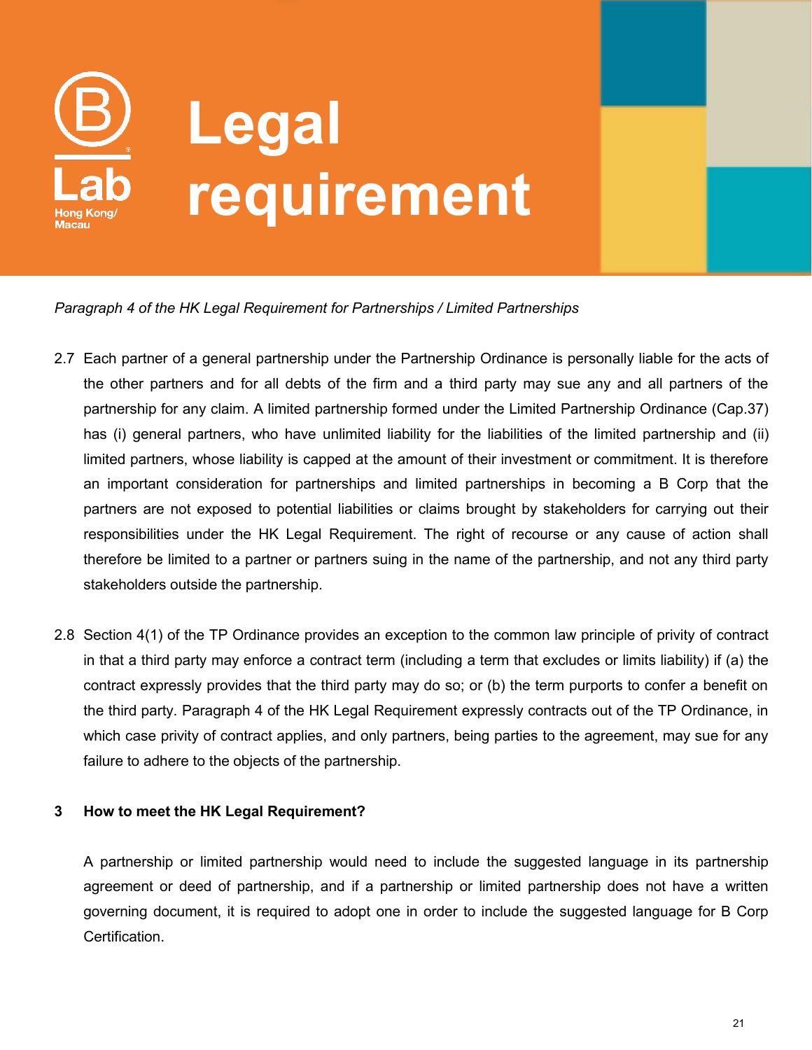# Legal requirement

*Paragraph 4 of the HK Legal Requirement for Partnerships / Limited Partnerships*

2.7 Each partner of a general partnership under the Partnership Ordinance is personally liable for the acts of the other partners and for all debts of the firm and a third party may sue any and all partners of the partnership for any claim. A limited partnership formed under the Limited Partnership Ordinance (Cap.37) has (i) general partners, who have unlimited liability for the liabilities of the limited partnership and (ii) limited partners, whose liability is capped at the amount of their investment or commitment. It is therefore an important consideration for partnerships and limited partnerships in becoming a B Corp that the partners are not exposed to potential liabilities or claims brought by stakeholders for carrying out their responsibilities under the HK Legal Requirement. The right of recourse or any cause of action shall therefore be limited to a partner or partners suing in the name of the partnership, and not any third party stakeholders outside the partnership.

2.8 Section 4(1) of the TP Ordinance provides an exception to the common law principle of privity of contract in that a third party may enforce a contract term (including a term that excludes or limits liability) if (a) the contract expressly provides that the third party may do so; or (b) the term purports to confer a benefit on the third party. Paragraph 4 of the HK Legal Requirement expressly contracts out of the TP Ordinance, in which case privity of contract applies, and only partners, being parties to the agreement, may sue for any failure to adhere to the objects of the partnership.

## 3 How to meet the HK Legal Requirement?

A partnership or limited partnership would need to include the suggested language in its partnership agreement or deed of partnership, and if a partnership or limited partnership does not have a written governing document, it is required to adopt one in order to include the suggested language for B Corp Certification.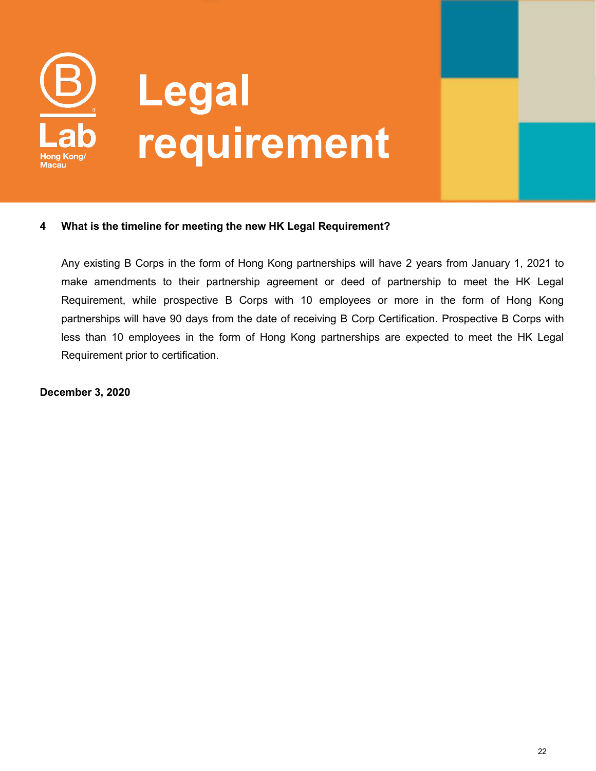# Legal requirement

**4 What is the timeline for meeting the new HK Legal Requirement?**

Any existing B Corps in the form of Hong Kong partnerships will have 2 years from January 1, 2021 to make amendments to their partnership agreement or deed of partnership to meet the HK Legal Requirement, while prospective B Corps with 10 employees or more in the form of Hong Kong partnerships will have 90 days from the date of receiving B Corp Certification. Prospective B Corps with less than 10 employees in the form of Hong Kong partnerships are expected to meet the HK Legal Requirement prior to certification.

**December 3, 2020**